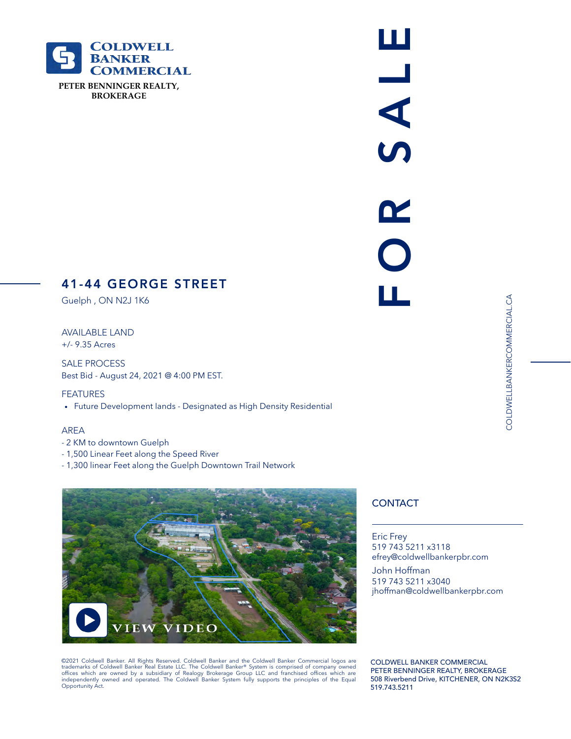COLDWELL BANKER COMMERCIAL

PETER BENNINGER REALTY, BROKERAGE

# FOR SALE

## 41-44 GEORGE STREET

Guelph , ON N2J 1K6

AVAILABLE LAND

+/- 9.35 Acres

SALE PROCESS

Best Bid - August 24, 2021 @ 4:00 PM EST.

FEATURES

- Future Development lands - Designated as High Density Residential

AREA

- 2 KM to downtown Guelph
- 1,500 Linear Feet along the Speed River
- 1,300 linear Feet along the Guelph Downtown Trail Network

VIEW VIDEO

COLDWELLBANKERCOMMERCIAL.CA

CONTACT

Eric Frey
519 743 5211 x3118
efrey@coldwellbankerpbr.com

John Hoffman
519 743 5211 x3040
jhoffman@coldwellbankerpbr.com

©2021 Coldwell Banker. All Rights Reserved. Coldwell Banker and the Coldwell Banker Commercial logos are trademarks of Coldwell Banker Real Estate LLC. The Coldwell Banker® System is comprised of company owned offices which are owned by a subsidiary of Realogy Brokerage Group LLC and franchised offices which are independently owned and operated. The Coldwell Banker System fully supports the principles of the Equal Opportunity Act.

COLDWELL BANKER COMMERCIAL
PETER BENNINGER REALTY, BROKERAGE
508 Riverbend Drive, KITCHENER, ON N2K3S2
519.743.5211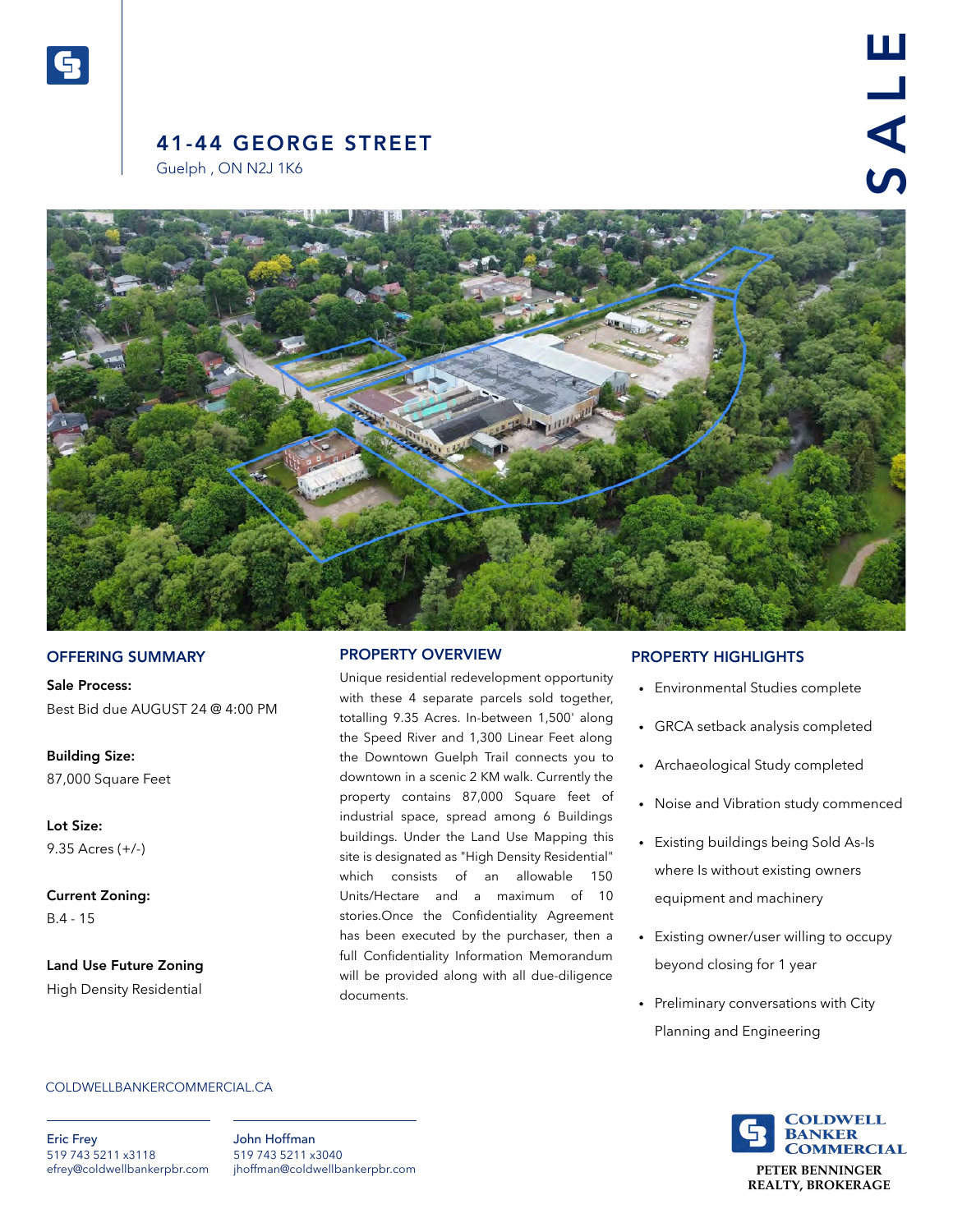# 41-44 GEORGE STREET

Guelph , ON N2J 1K6

SALE

## OFFERING SUMMARY

**Sale Process:**

Best Bid due AUGUST 24 @ 4:00 PM

**Building Size:**

87,000 Square Feet

**Lot Size:**

9.35 Acres (+/-)

**Current Zoning:**

B.4 - 15

**Land Use Future Zoning**

High Density Residential

## PROPERTY OVERVIEW

Unique residential redevelopment opportunity with these 4 separate parcels sold together, totalling 9.35 Acres. In-between 1,500' along the Speed River and 1,300 Linear Feet along the Downtown Guelph Trail connects you to downtown in a scenic 2 KM walk. Currently the property contains 87,000 Square feet of industrial space, spread among 6 Buildings buildings. Under the Land Use Mapping this site is designated as "High Density Residential" which consists of an allowable 150 Units/Hectare and a maximum of 10 stories.Once the Confidentiality Agreement has been executed by the purchaser, then a full Confidentiality Information Memorandum will be provided along with all due-diligence documents.

## PROPERTY HIGHLIGHTS

- Environmental Studies complete
- GRCA setback analysis completed
- Archaeological Study completed
- Noise and Vibration study commenced
- Existing buildings being Sold As-Is where Is without existing owners equipment and machinery
- Existing owner/user willing to occupy beyond closing for 1 year
- Preliminary conversations with City Planning and Engineering

COLDWELLBANKERCOMMERCIAL.CA

Eric Frey
519 743 5211 x3118
efrey@coldwellbankerpbr.com

John Hoffman
519 743 5211 x3040
jhoffman@coldwellbankerpbr.com

COLDWELL BANKER COMMERCIAL
PETER BENNINGER REALTY, BROKERAGE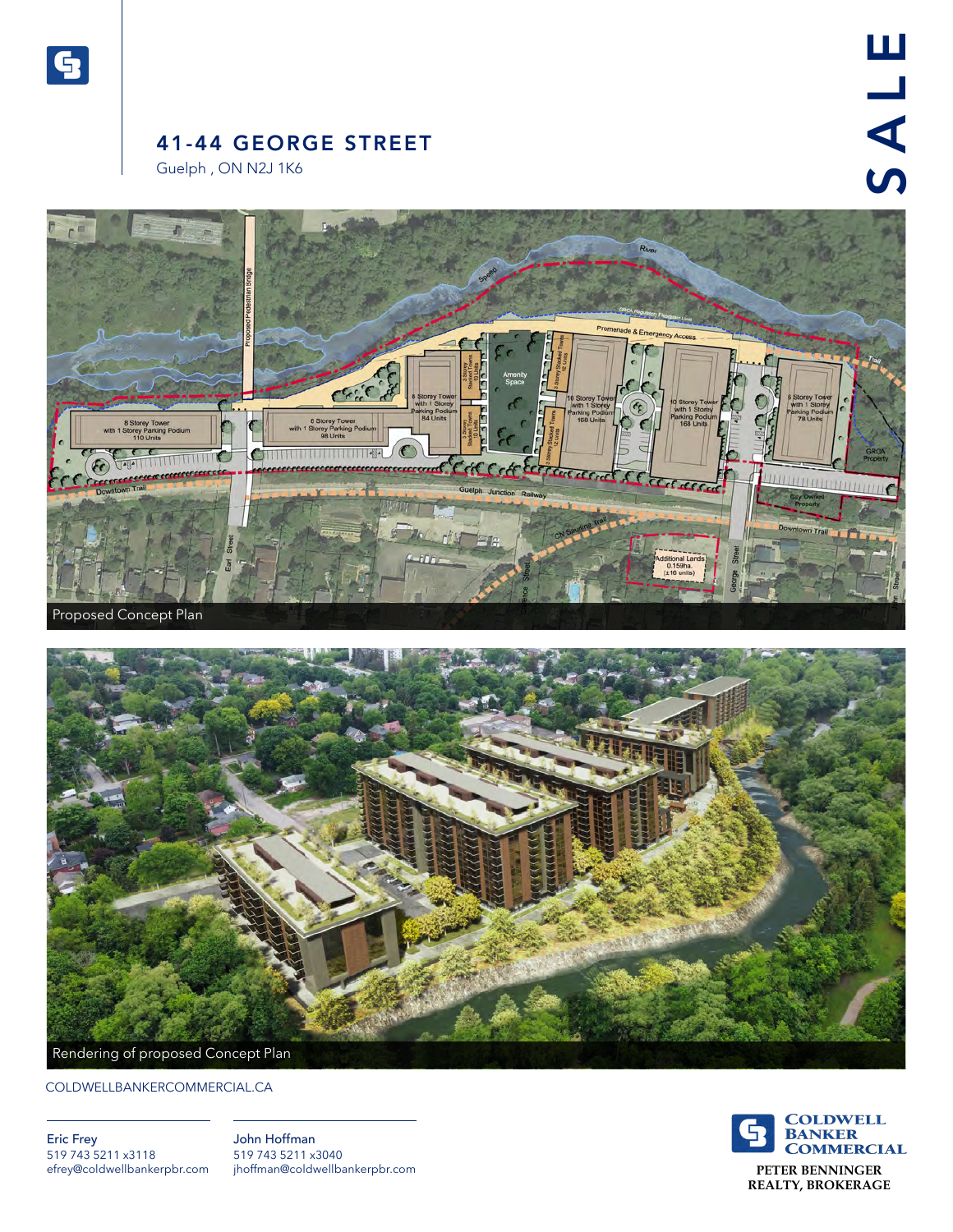# 41-44 GEORGE STREET

Guelph , ON N2J 1K6

SALE

Proposed Concept Plan

Rendering of proposed Concept Plan

COLDWELLBANKERCOMMERCIAL.CA

Eric Frey
519 743 5211 x3118
efrey@coldwellbankerpbr.com

John Hoffman
519 743 5211 x3040
jhoffman@coldwellbankerpbr.com

COLDWELL BANKER COMMERCIAL

PETER BENNINGER REALTY, BROKERAGE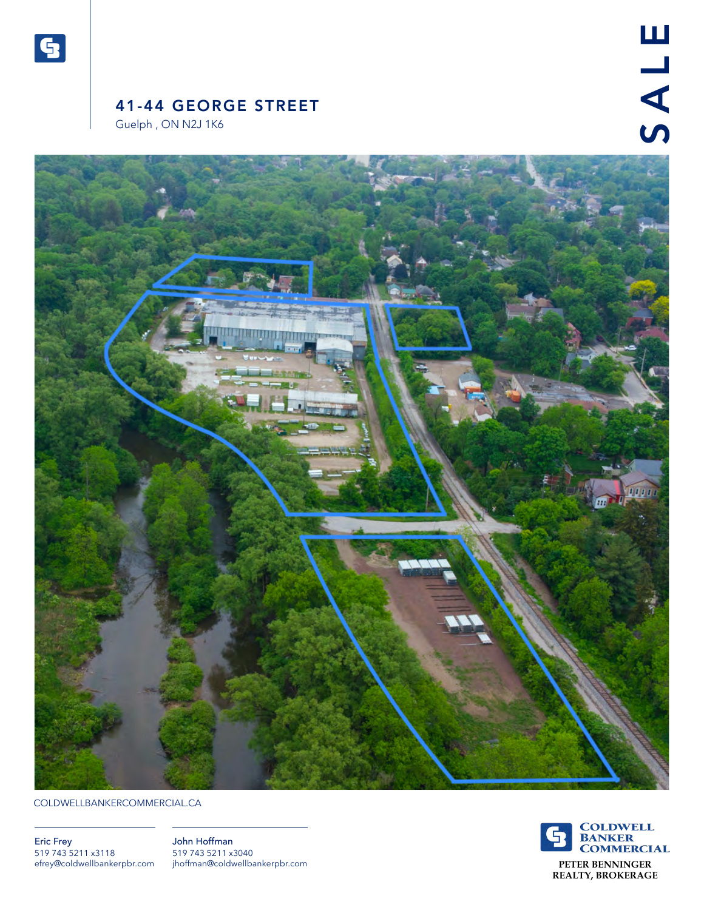# 41-44 GEORGE STREET

Guelph , ON N2J 1K6

SALE

COLDWELLBANKERCOMMERCIAL.CA

Eric Frey
519 743 5211 x3118
efrey@coldwellbankerpbr.com

John Hoffman
519 743 5211 x3040
jhoffman@coldwellbankerpbr.com

COLDWELL BANKER COMMERCIAL

PETER BENNINGER REALTY, BROKERAGE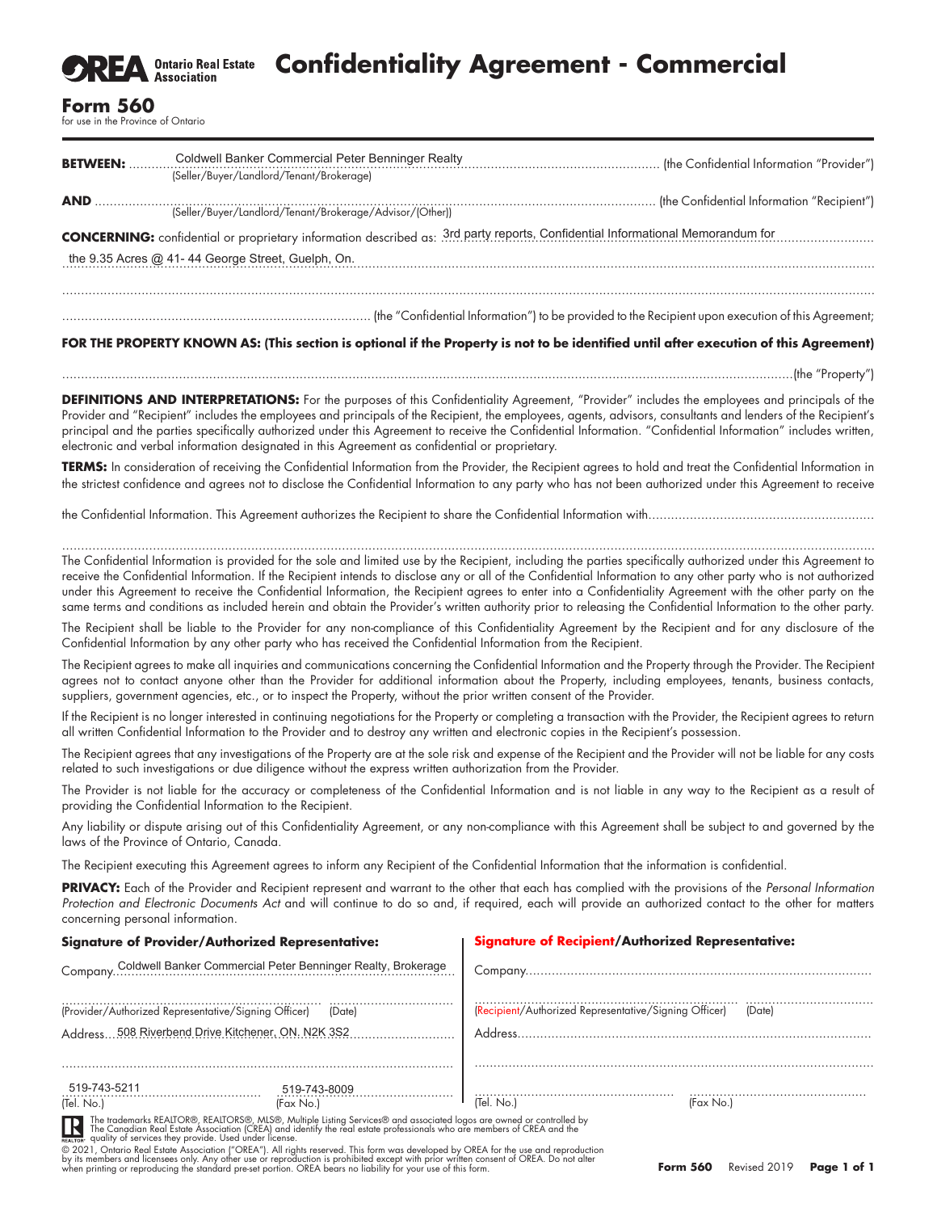# Confidentiality Agreement - Commercial

**OREA** Ontario Real Estate Association

## Form 560

for use in the Province of Ontario

**BETWEEN:** Coldwell Banker Commercial Peter Benninger Realty (the Confidential Information "Provider")
(Seller/Buyer/Landlord/Tenant/Brokerage)

**AND** .................................................................................................. (the Confidential Information "Recipient")
(Seller/Buyer/Landlord/Tenant/Brokerage/Advisor/(Other))

**CONCERNING:** confidential or proprietary information described as: 3rd party reports, Confidential Informational Memorandum for the 9.35 Acres @ 41- 44 George Street, Guelph, On.

.................................................................................................. (the "Confidential Information") to be provided to the Recipient upon execution of this Agreement;

**FOR THE PROPERTY KNOWN AS: (This section is optional if the Property is not to be identified until after execution of this Agreement)**

..................................................................................................(the "Property")

**DEFINITIONS AND INTERPRETATIONS:** For the purposes of this Confidentiality Agreement, "Provider" includes the employees and principals of the Provider and "Recipient" includes the employees and principals of the Recipient, the employees, agents, advisors, consultants and lenders of the Recipient's principal and the parties specifically authorized under this Agreement to receive the Confidential Information. "Confidential Information" includes written, electronic and verbal information designated in this Agreement as confidential or proprietary.

**TERMS:** In consideration of receiving the Confidential Information from the Provider, the Recipient agrees to hold and treat the Confidential Information in the strictest confidence and agrees not to disclose the Confidential Information to any party who has not been authorized under this Agreement to receive the Confidential Information. This Agreement authorizes the Recipient to share the Confidential Information with..................................................

..................................................................................................

The Confidential Information is provided for the sole and limited use by the Recipient, including the parties specifically authorized under this Agreement to receive the Confidential Information. If the Recipient intends to disclose any or all of the Confidential Information to any other party who is not authorized under this Agreement to receive the Confidential Information, the Recipient agrees to enter into a Confidentiality Agreement with the other party on the same terms and conditions as included herein and obtain the Provider's written authority prior to releasing the Confidential Information to the other party.

The Recipient shall be liable to the Provider for any non-compliance of this Confidentiality Agreement by the Recipient and for any disclosure of the Confidential Information by any other party who has received the Confidential Information from the Recipient.

The Recipient agrees to make all inquiries and communications concerning the Confidential Information and the Property through the Provider. The Recipient agrees not to contact anyone other than the Provider for additional information about the Property, including employees, tenants, business contacts, suppliers, government agencies, etc., or to inspect the Property, without the prior written consent of the Provider.

If the Recipient is no longer interested in continuing negotiations for the Property or completing a transaction with the Provider, the Recipient agrees to return all written Confidential Information to the Provider and to destroy any written and electronic copies in the Recipient's possession.

The Recipient agrees that any investigations of the Property are at the sole risk and expense of the Recipient and the Provider will not be liable for any costs related to such investigations or due diligence without the express written authorization from the Provider.

The Provider is not liable for the accuracy or completeness of the Confidential Information and is not liable in any way to the Recipient as a result of providing the Confidential Information to the Recipient.

Any liability or dispute arising out of this Confidentiality Agreement, or any non-compliance with this Agreement shall be subject to and governed by the laws of the Province of Ontario, Canada.

The Recipient executing this Agreement agrees to inform any Recipient of the Confidential Information that the information is confidential.

**PRIVACY:** Each of the Provider and Recipient represent and warrant to the other that each has complied with the provisions of the *Personal Information Protection and Electronic Documents Act* and will continue to do so and, if required, each will provide an authorized contact to the other for matters concerning personal information.

**Signature of Provider/Authorized Representative:**

Company: Coldwell Banker Commercial Peter Benninger Realty, Brokerage

.................................... ....................
(Provider/Authorized Representative/Signing Officer) (Date)

Address: 508 Riverbend Drive Kitchener, ON. N2K 3S2

519-743-5211 519-743-8009
(Tel. No.) (Fax No.)

**Signature of Recipient/Authorized Representative:**

Company..................................................

.................................... ....................
(Recipient/Authorized Representative/Signing Officer) (Date)

Address..................................................

..................................................

.................... ....................
(Tel. No.) (Fax No.)

The trademarks REALTOR®, REALTORS®, MLS®, Multiple Listing Services® and associated logos are owned or controlled by The Canadian Real Estate Association (CREA) and identify the real estate professionals who are members of CREA and the quality of services they provide. Used under license.

© 2021, Ontario Real Estate Association ("OREA"). All rights reserved. This form was developed by OREA for the use and reproduction by its members and licensees only. Any other use or reproduction is prohibited except with prior written consent of OREA. Do not alter when printing or reproducing the standard pre-set portion. OREA bears no liability for your use of this form.

**Form 560** Revised 2019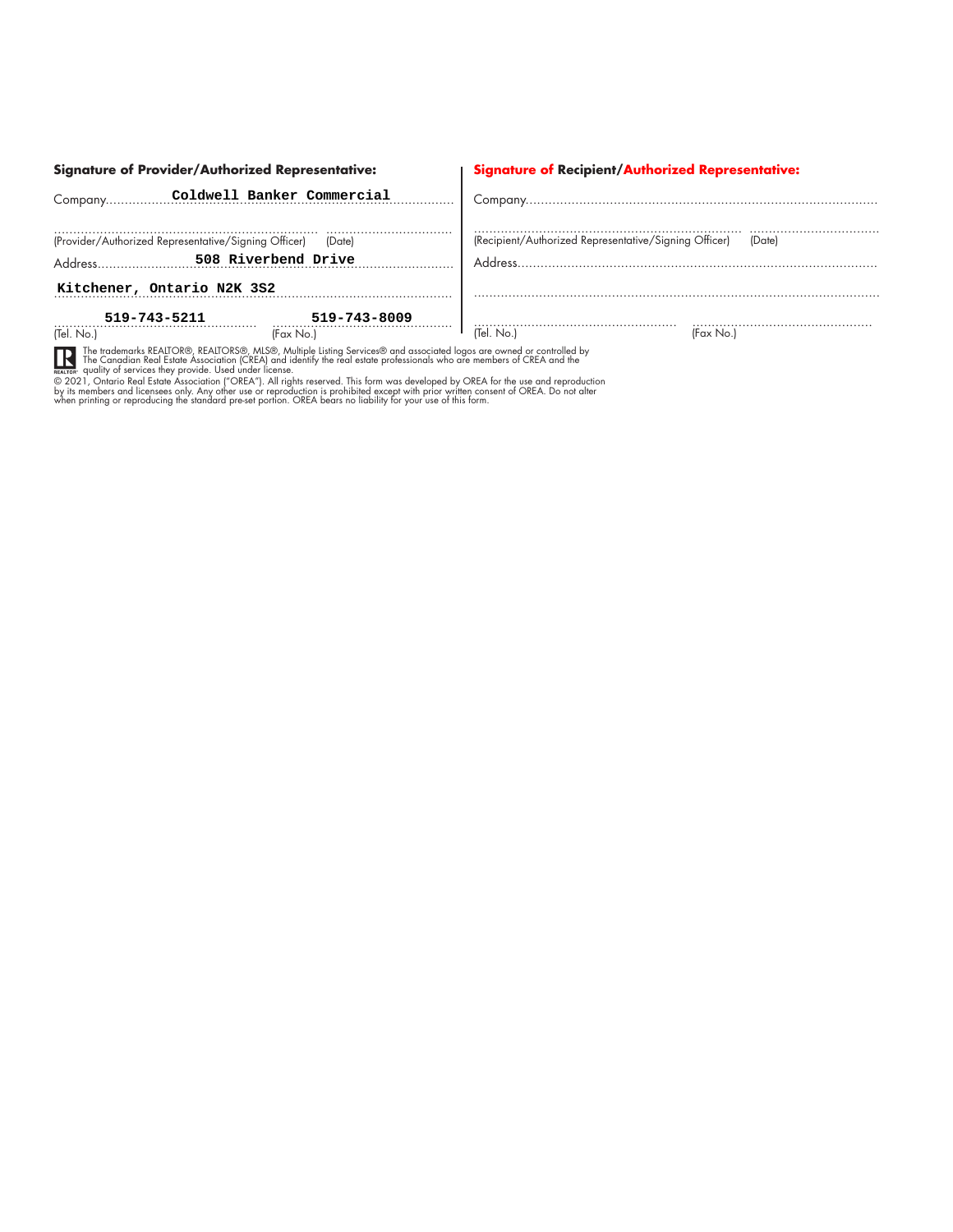**Signature of Provider/Authorized Representative:**

Company: Coldwell Banker Commercial

............................................................ ..............................
(Provider/Authorized Representative/Signing Officer) (Date)

Address: 508 Riverbend Drive

Kitchener, Ontario N2K 3S2

519-743-5211 519-743-8009
(Tel. No.) (Fax No.)

**Signature of Recipient/Authorized Representative:**

Company..............................................................................

............................................................ ..............................
(Recipient/Authorized Representative/Signing Officer) (Date)

Address..............................................................................

..............................................................................

............................................ ............................................
(Tel. No.) (Fax No.)

The trademarks REALTOR®, REALTORS®, MLS®, Multiple Listing Services® and associated logos are owned or controlled by The Canadian Real Estate Association (CREA) and identify the real estate professionals who are members of CREA and the quality of services they provide. Used under license.

© 2021, Ontario Real Estate Association ("OREA"). All rights reserved. This form was developed by OREA for the use and reproduction by its members and licensees only. Any other use or reproduction is prohibited except with prior written consent of OREA. Do not alter when printing or reproducing the standard pre-set portion. OREA bears no liability for your use of this form.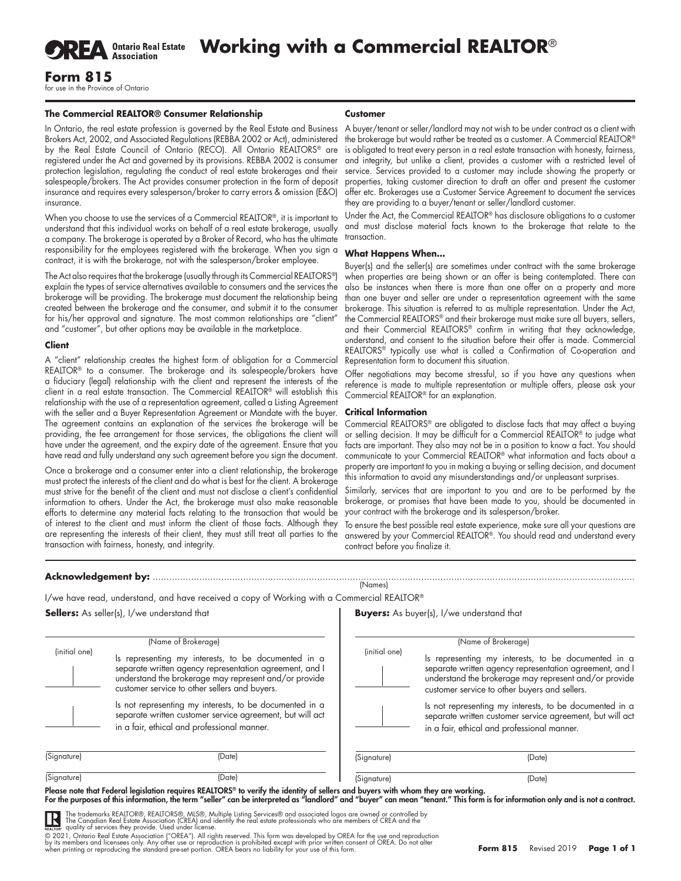# Working with a Commercial REALTOR®

**Form 815**
for use in the Province of Ontario

### The Commercial REALTOR® Consumer Relationship

In Ontario, the real estate profession is governed by the Real Estate and Business Brokers Act, 2002, and Associated Regulations (REBBA 2002 or Act), administered by the Real Estate Council of Ontario (RECO). All Ontario REALTORS® are registered under the Act and governed by its provisions. REBBA 2002 is consumer protection legislation, regulating the conduct of real estate brokerages and their salespeople/brokers. The Act provides consumer protection in the form of deposit insurance and requires every salesperson/broker to carry errors & omission (E&O) insurance.

When you choose to use the services of a Commercial REALTOR®, it is important to understand that this individual works on behalf of a real estate brokerage, usually a company. The brokerage is operated by a Broker of Record, who has the ultimate responsibility for the employees registered with the brokerage. When you sign a contract, it is with the brokerage, not with the salesperson/broker employee.

The Act also requires that the brokerage (usually through its Commercial REALTORS®) explain the types of service alternatives available to consumers and the services the brokerage will be providing. The brokerage must document the relationship being created between the brokerage and the consumer, and submit it to the consumer for his/her approval and signature. The most common relationships are "client" and "customer", but other options may be available in the marketplace.

#### Client

A "client" relationship creates the highest form of obligation for a Commercial REALTOR® to a consumer. The brokerage and its salespeople/brokers have a fiduciary (legal) relationship with the client and represent the interests of the client in a real estate transaction. The Commercial REALTOR® will establish this relationship with the use of a representation agreement, called a Listing Agreement with the seller and a Buyer Representation Agreement or Mandate with the buyer. The agreement contains an explanation of the services the brokerage will be providing, the fee arrangement for those services, the obligations the client will have under the agreement, and the expiry date of the agreement. Ensure that you have read and fully understand any such agreement before you sign the document.

Once a brokerage and a consumer enter into a client relationship, the brokerage must protect the interests of the client and do what is best for the client. A brokerage must strive for the benefit of the client and must not disclose a client's confidential information to others. Under the Act, the brokerage must also make reasonable efforts to determine any material facts relating to the transaction that would be of interest to the client and must inform the client of those facts. Although they are representing the interests of their client, they must still treat all parties to the transaction with fairness, honesty, and integrity.

#### Customer

A buyer/tenant or seller/landlord may not wish to be under contract as a client with the brokerage but would rather be treated as a customer. A Commercial REALTOR® is obligated to treat every person in a real estate transaction with honesty, fairness, and integrity, but unlike a client, provides a customer with a restricted level of service. Services provided to a customer may include showing the property or properties, taking customer direction to draft an offer and present the customer offer etc. Brokerages use a Customer Service Agreement to document the services they are providing to a buyer/tenant or seller/landlord customer.

Under the Act, the Commercial REALTOR® has disclosure obligations to a customer and must disclose material facts known to the brokerage that relate to the transaction.

#### What Happens When...

Buyer(s) and the seller(s) are sometimes under contract with the same brokerage when properties are being shown or an offer is being contemplated. There can also be instances when there is more than one offer on a property and more than one buyer and seller are under a representation agreement with the same brokerage. This situation is referred to as multiple representation. Under the Act, the Commercial REALTORS® and their brokerage must make sure all buyers, sellers, and their Commercial REALTORS® confirm in writing that they acknowledge, understand, and consent to the situation before their offer is made. Commercial REALTORS® typically use what is called a Confirmation of Co-operation and Representation form to document this situation.

Offer negotiations may become stressful, so if you have any questions when reference is made to multiple representation or multiple offers, please ask your Commercial REALTOR® for an explanation.

#### Critical Information

Commercial REALTORS® are obligated to disclose facts that may affect a buying or selling decision. It may be difficult for a Commercial REALTOR® to judge what facts are important. They also may not be in a position to know a fact. You should communicate to your Commercial REALTOR® what information and facts about a property are important to you in making a buying or selling decision, and document this information to avoid any misunderstandings and/or unpleasant surprises.

Similarly, services that are important to you and are to be performed by the brokerage, or promises that have been made to you, should be documented in your contract with the brokerage and its salesperson/broker.

To ensure the best possible real estate experience, make sure all your questions are answered by your Commercial REALTOR®. You should read and understand every contract before you finalize it.

---

**Acknowledgement by:** ..........................................................................................................
(Names)

I/we have read, understand, and have received a copy of Working with a Commercial REALTOR®

**Sellers:** As seller(s), I/we understand that

______________________________
(Name of Brokerage)

(initial one)

[ ] Is representing my interests, to be documented in a separate written agency representation agreement, and I understand the brokerage may represent and/or provide customer service to other sellers and buyers.

[ ] Is not representing my interests, to be documented in a separate written customer service agreement, but will act in a fair, ethical and professional manner.

(Signature) (Date)

(Signature) (Date)

**Buyers:** As buyer(s), I/we understand that

______________________________
(Name of Brokerage)

(initial one)

[ ] Is representing my interests, to be documented in a separate written agency representation agreement, and I understand the brokerage may represent and/or provide customer service to other buyers and sellers.

[ ] Is not representing my interests, to be documented in a separate written customer service agreement, but will act in a fair, ethical and professional manner.

(Signature) (Date)

(Signature) (Date)

**Please note that Federal legislation requires REALTORS® to verify the identity of sellers and buyers with whom they are working.**
**For the purposes of this information, the term "seller" can be interpreted as "landlord" and "buyer" can mean "tenant." This form is for information only and is not a contract.**

The trademarks REALTOR®, REALTORS®, MLS®, Multiple Listing Services® and associated logos are owned or controlled by The Canadian Real Estate Association (CREA) and identify the real estate professionals who are members of CREA and the quality of services they provide. Used under license.
© 2021, Ontario Real Estate Association ("OREA"). All rights reserved. This form was developed by OREA for the use and reproduction by its members and licensees only. Any other use or reproduction is prohibited except with prior written consent of OREA. Do not alter when printing or reproducing the standard pre-set portion. OREA bears no liability for your use of this form.

**Form 815** Revised 2019